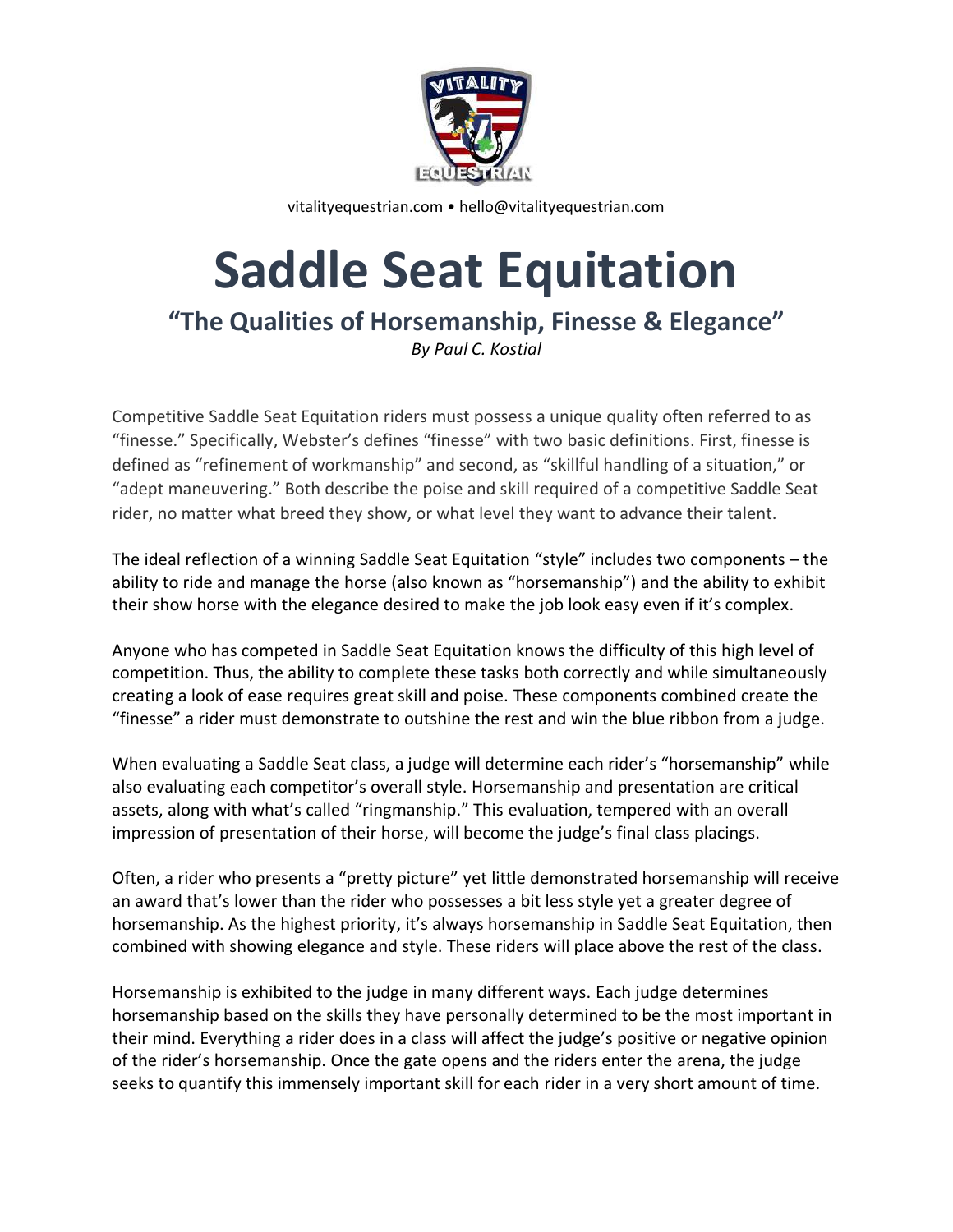vitalityequestrian.com • hello@vitalityequestrian.com

# Saddle Seat Equitation

## "The Qualities of Horsemanship, Finesse & Elegance"

*By Paul C. Kostial*

Competitive Saddle Seat Equitation riders must possess a unique quality often referred to as "finesse." Specifically, Webster's defines "finesse" with two basic definitions. First, finesse is defined as "refinement of workmanship" and second, as "skillful handling of a situation," or "adept maneuvering." Both describe the poise and skill required of a competitive Saddle Seat rider, no matter what breed they show, or what level they want to advance their talent.

The ideal reflection of a winning Saddle Seat Equitation "style" includes two components – the ability to ride and manage the horse (also known as "horsemanship") and the ability to exhibit their show horse with the elegance desired to make the job look easy even if it's complex.

Anyone who has competed in Saddle Seat Equitation knows the difficulty of this high level of competition. Thus, the ability to complete these tasks both correctly and while simultaneously creating a look of ease requires great skill and poise. These components combined create the "finesse" a rider must demonstrate to outshine the rest and win the blue ribbon from a judge.

When evaluating a Saddle Seat class, a judge will determine each rider's "horsemanship" while also evaluating each competitor's overall style. Horsemanship and presentation are critical assets, along with what's called "ringmanship." This evaluation, tempered with an overall impression of presentation of their horse, will become the judge's final class placings.

Often, a rider who presents a "pretty picture" yet little demonstrated horsemanship will receive an award that's lower than the rider who possesses a bit less style yet a greater degree of horsemanship. As the highest priority, it's always horsemanship in Saddle Seat Equitation, then combined with showing elegance and style. These riders will place above the rest of the class.

Horsemanship is exhibited to the judge in many different ways. Each judge determines horsemanship based on the skills they have personally determined to be the most important in their mind. Everything a rider does in a class will affect the judge's positive or negative opinion of the rider's horsemanship. Once the gate opens and the riders enter the arena, the judge seeks to quantify this immensely important skill for each rider in a very short amount of time.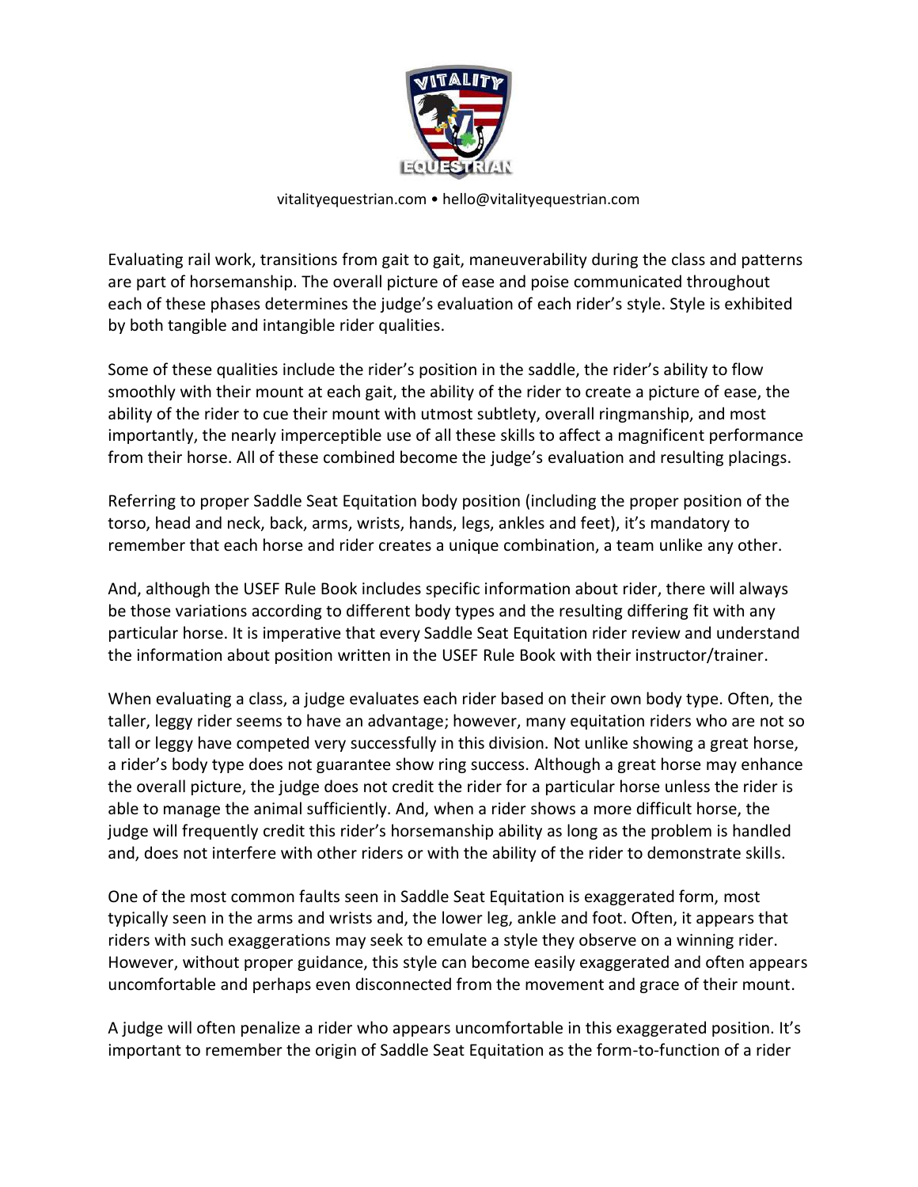Evaluating rail work, transitions from gait to gait, maneuverability during the class and patterns are part of horsemanship. The overall picture of ease and poise communicated throughout each of these phases determines the judge's evaluation of each rider's style. Style is exhibited by both tangible and intangible rider qualities.

Some of these qualities include the rider's position in the saddle, the rider's ability to flow smoothly with their mount at each gait, the ability of the rider to create a picture of ease, the ability of the rider to cue their mount with utmost subtlety, overall ringmanship, and most importantly, the nearly imperceptible use of all these skills to affect a magnificent performance from their horse. All of these combined become the judge's evaluation and resulting placings.

Referring to proper Saddle Seat Equitation body position (including the proper position of the torso, head and neck, back, arms, wrists, hands, legs, ankles and feet), it's mandatory to remember that each horse and rider creates a unique combination, a team unlike any other.

And, although the USEF Rule Book includes specific information about rider, there will always be those variations according to different body types and the resulting differing fit with any particular horse. It is imperative that every Saddle Seat Equitation rider review and understand the information about position written in the USEF Rule Book with their instructor/trainer.

When evaluating a class, a judge evaluates each rider based on their own body type. Often, the taller, leggy rider seems to have an advantage; however, many equitation riders who are not so tall or leggy have competed very successfully in this division. Not unlike showing a great horse, a rider's body type does not guarantee show ring success. Although a great horse may enhance the overall picture, the judge does not credit the rider for a particular horse unless the rider is able to manage the animal sufficiently. And, when a rider shows a more difficult horse, the judge will frequently credit this rider's horsemanship ability as long as the problem is handled and, does not interfere with other riders or with the ability of the rider to demonstrate skills.

One of the most common faults seen in Saddle Seat Equitation is exaggerated form, most typically seen in the arms and wrists and, the lower leg, ankle and foot. Often, it appears that riders with such exaggerations may seek to emulate a style they observe on a winning rider. However, without proper guidance, this style can become easily exaggerated and often appears uncomfortable and perhaps even disconnected from the movement and grace of their mount.

A judge will often penalize a rider who appears uncomfortable in this exaggerated position. It's important to remember the origin of Saddle Seat Equitation as the form-to-function of a rider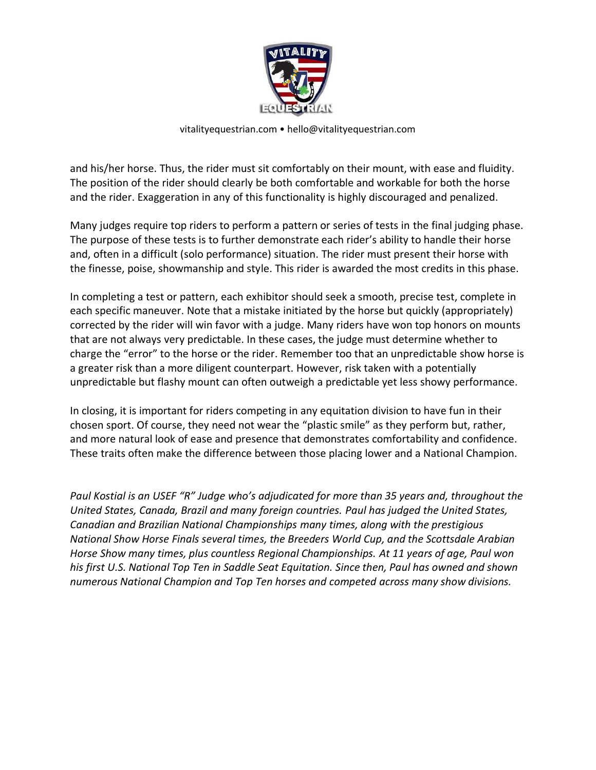and his/her horse. Thus, the rider must sit comfortably on their mount, with ease and fluidity. The position of the rider should clearly be both comfortable and workable for both the horse and the rider. Exaggeration in any of this functionality is highly discouraged and penalized.

Many judges require top riders to perform a pattern or series of tests in the final judging phase. The purpose of these tests is to further demonstrate each rider's ability to handle their horse and, often in a difficult (solo performance) situation. The rider must present their horse with the finesse, poise, showmanship and style. This rider is awarded the most credits in this phase.

In completing a test or pattern, each exhibitor should seek a smooth, precise test, complete in each specific maneuver. Note that a mistake initiated by the horse but quickly (appropriately) corrected by the rider will win favor with a judge. Many riders have won top honors on mounts that are not always very predictable. In these cases, the judge must determine whether to charge the "error" to the horse or the rider. Remember too that an unpredictable show horse is a greater risk than a more diligent counterpart. However, risk taken with a potentially unpredictable but flashy mount can often outweigh a predictable yet less showy performance.

In closing, it is important for riders competing in any equitation division to have fun in their chosen sport. Of course, they need not wear the "plastic smile" as they perform but, rather, and more natural look of ease and presence that demonstrates comfortability and confidence. These traits often make the difference between those placing lower and a National Champion.

*Paul Kostial is an USEF "R" Judge who's adjudicated for more than 35 years and, throughout the United States, Canada, Brazil and many foreign countries. Paul has judged the United States, Canadian and Brazilian National Championships many times, along with the prestigious National Show Horse Finals several times, the Breeders World Cup, and the Scottsdale Arabian Horse Show many times, plus countless Regional Championships. At 11 years of age, Paul won his first U.S. National Top Ten in Saddle Seat Equitation. Since then, Paul has owned and shown numerous National Champion and Top Ten horses and competed across many show divisions.*